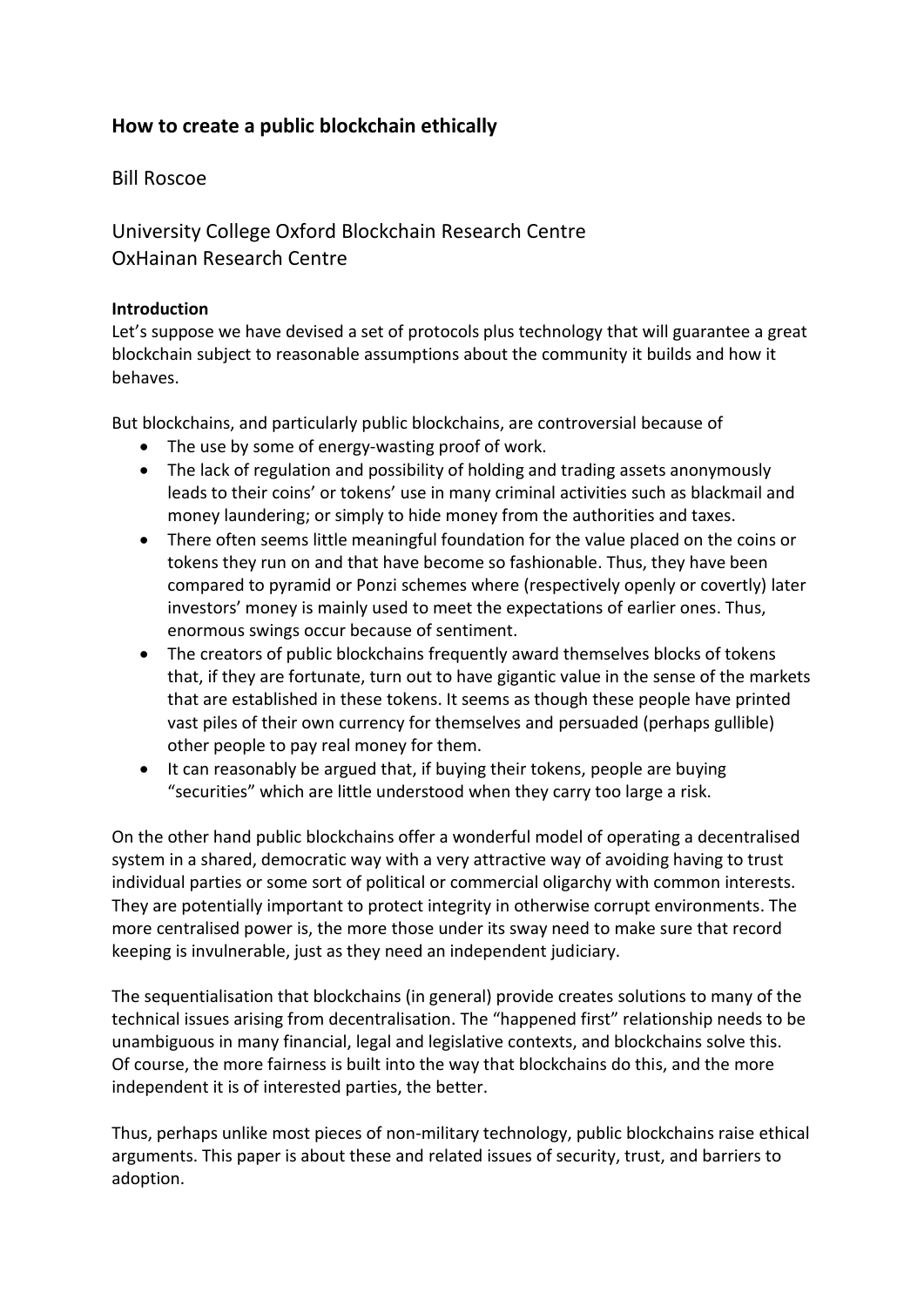# How to create a public blockchain ethically

Bill Roscoe

University College Oxford Blockchain Research Centre
OxHainan Research Centre

**Introduction**

Let's suppose we have devised a set of protocols plus technology that will guarantee a great blockchain subject to reasonable assumptions about the community it builds and how it behaves.

But blockchains, and particularly public blockchains, are controversial because of

- The use by some of energy-wasting proof of work.
- The lack of regulation and possibility of holding and trading assets anonymously leads to their coins' or tokens' use in many criminal activities such as blackmail and money laundering; or simply to hide money from the authorities and taxes.
- There often seems little meaningful foundation for the value placed on the coins or tokens they run on and that have become so fashionable. Thus, they have been compared to pyramid or Ponzi schemes where (respectively openly or covertly) later investors' money is mainly used to meet the expectations of earlier ones. Thus, enormous swings occur because of sentiment.
- The creators of public blockchains frequently award themselves blocks of tokens that, if they are fortunate, turn out to have gigantic value in the sense of the markets that are established in these tokens. It seems as though these people have printed vast piles of their own currency for themselves and persuaded (perhaps gullible) other people to pay real money for them.
- It can reasonably be argued that, if buying their tokens, people are buying "securities" which are little understood when they carry too large a risk.

On the other hand public blockchains offer a wonderful model of operating a decentralised system in a shared, democratic way with a very attractive way of avoiding having to trust individual parties or some sort of political or commercial oligarchy with common interests. They are potentially important to protect integrity in otherwise corrupt environments. The more centralised power is, the more those under its sway need to make sure that record keeping is invulnerable, just as they need an independent judiciary.

The sequentialisation that blockchains (in general) provide creates solutions to many of the technical issues arising from decentralisation. The "happened first" relationship needs to be unambiguous in many financial, legal and legislative contexts, and blockchains solve this. Of course, the more fairness is built into the way that blockchains do this, and the more independent it is of interested parties, the better.

Thus, perhaps unlike most pieces of non-military technology, public blockchains raise ethical arguments. This paper is about these and related issues of security, trust, and barriers to adoption.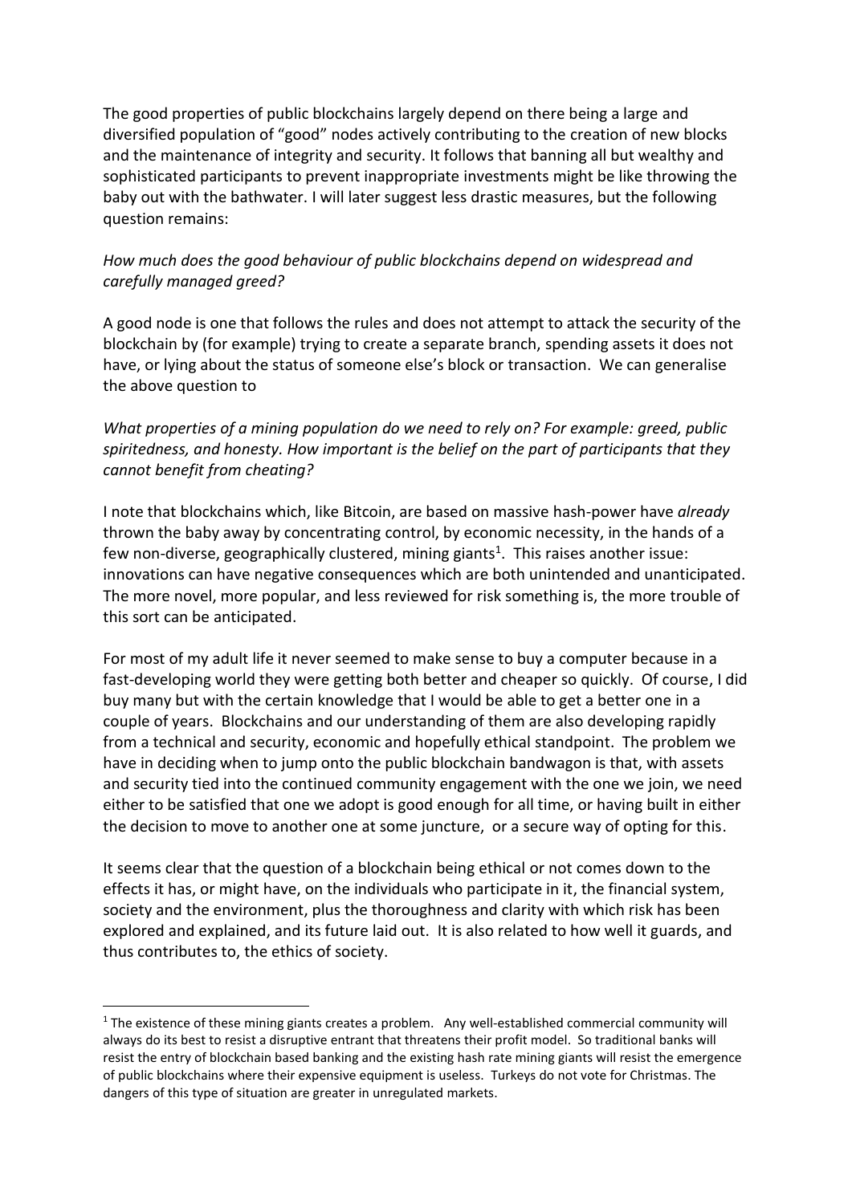The good properties of public blockchains largely depend on there being a large and diversified population of "good" nodes actively contributing to the creation of new blocks and the maintenance of integrity and security. It follows that banning all but wealthy and sophisticated participants to prevent inappropriate investments might be like throwing the baby out with the bathwater. I will later suggest less drastic measures, but the following question remains:

*How much does the good behaviour of public blockchains depend on widespread and carefully managed greed?*

A good node is one that follows the rules and does not attempt to attack the security of the blockchain by (for example) trying to create a separate branch, spending assets it does not have, or lying about the status of someone else's block or transaction. We can generalise the above question to

*What properties of a mining population do we need to rely on? For example: greed, public spiritedness, and honesty. How important is the belief on the part of participants that they cannot benefit from cheating?*

I note that blockchains which, like Bitcoin, are based on massive hash-power have *already* thrown the baby away by concentrating control, by economic necessity, in the hands of a few non-diverse, geographically clustered, mining giants[1]. This raises another issue: innovations can have negative consequences which are both unintended and unanticipated. The more novel, more popular, and less reviewed for risk something is, the more trouble of this sort can be anticipated.

For most of my adult life it never seemed to make sense to buy a computer because in a fast-developing world they were getting both better and cheaper so quickly. Of course, I did buy many but with the certain knowledge that I would be able to get a better one in a couple of years. Blockchains and our understanding of them are also developing rapidly from a technical and security, economic and hopefully ethical standpoint. The problem we have in deciding when to jump onto the public blockchain bandwagon is that, with assets and security tied into the continued community engagement with the one we join, we need either to be satisfied that one we adopt is good enough for all time, or having built in either the decision to move to another one at some juncture, or a secure way of opting for this.

It seems clear that the question of a blockchain being ethical or not comes down to the effects it has, or might have, on the individuals who participate in it, the financial system, society and the environment, plus the thoroughness and clarity with which risk has been explored and explained, and its future laid out. It is also related to how well it guards, and thus contributes to, the ethics of society.

---

[1] The existence of these mining giants creates a problem. Any well-established commercial community will always do its best to resist a disruptive entrant that threatens their profit model. So traditional banks will resist the entry of blockchain based banking and the existing hash rate mining giants will resist the emergence of public blockchains where their expensive equipment is useless. Turkeys do not vote for Christmas. The dangers of this type of situation are greater in unregulated markets.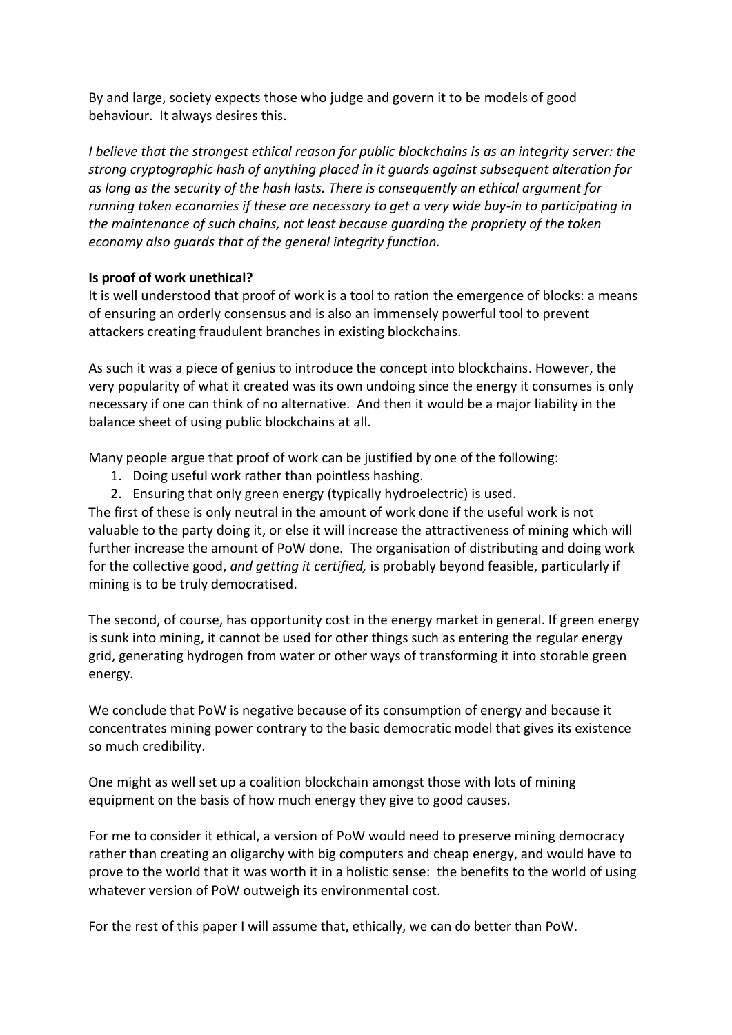By and large, society expects those who judge and govern it to be models of good behaviour. It always desires this.

*I believe that the strongest ethical reason for public blockchains is as an integrity server: the strong cryptographic hash of anything placed in it guards against subsequent alteration for as long as the security of the hash lasts. There is consequently an ethical argument for running token economies if these are necessary to get a very wide buy-in to participating in the maintenance of such chains, not least because guarding the propriety of the token economy also guards that of the general integrity function.*

**Is proof of work unethical?**

It is well understood that proof of work is a tool to ration the emergence of blocks: a means of ensuring an orderly consensus and is also an immensely powerful tool to prevent attackers creating fraudulent branches in existing blockchains.

As such it was a piece of genius to introduce the concept into blockchains. However, the very popularity of what it created was its own undoing since the energy it consumes is only necessary if one can think of no alternative. And then it would be a major liability in the balance sheet of using public blockchains at all.

Many people argue that proof of work can be justified by one of the following:

1. Doing useful work rather than pointless hashing.
2. Ensuring that only green energy (typically hydroelectric) is used.

The first of these is only neutral in the amount of work done if the useful work is not valuable to the party doing it, or else it will increase the attractiveness of mining which will further increase the amount of PoW done. The organisation of distributing and doing work for the collective good, *and getting it certified,* is probably beyond feasible, particularly if mining is to be truly democratised.

The second, of course, has opportunity cost in the energy market in general. If green energy is sunk into mining, it cannot be used for other things such as entering the regular energy grid, generating hydrogen from water or other ways of transforming it into storable green energy.

We conclude that PoW is negative because of its consumption of energy and because it concentrates mining power contrary to the basic democratic model that gives its existence so much credibility.

One might as well set up a coalition blockchain amongst those with lots of mining equipment on the basis of how much energy they give to good causes.

For me to consider it ethical, a version of PoW would need to preserve mining democracy rather than creating an oligarchy with big computers and cheap energy, and would have to prove to the world that it was worth it in a holistic sense: the benefits to the world of using whatever version of PoW outweigh its environmental cost.

For the rest of this paper I will assume that, ethically, we can do better than PoW.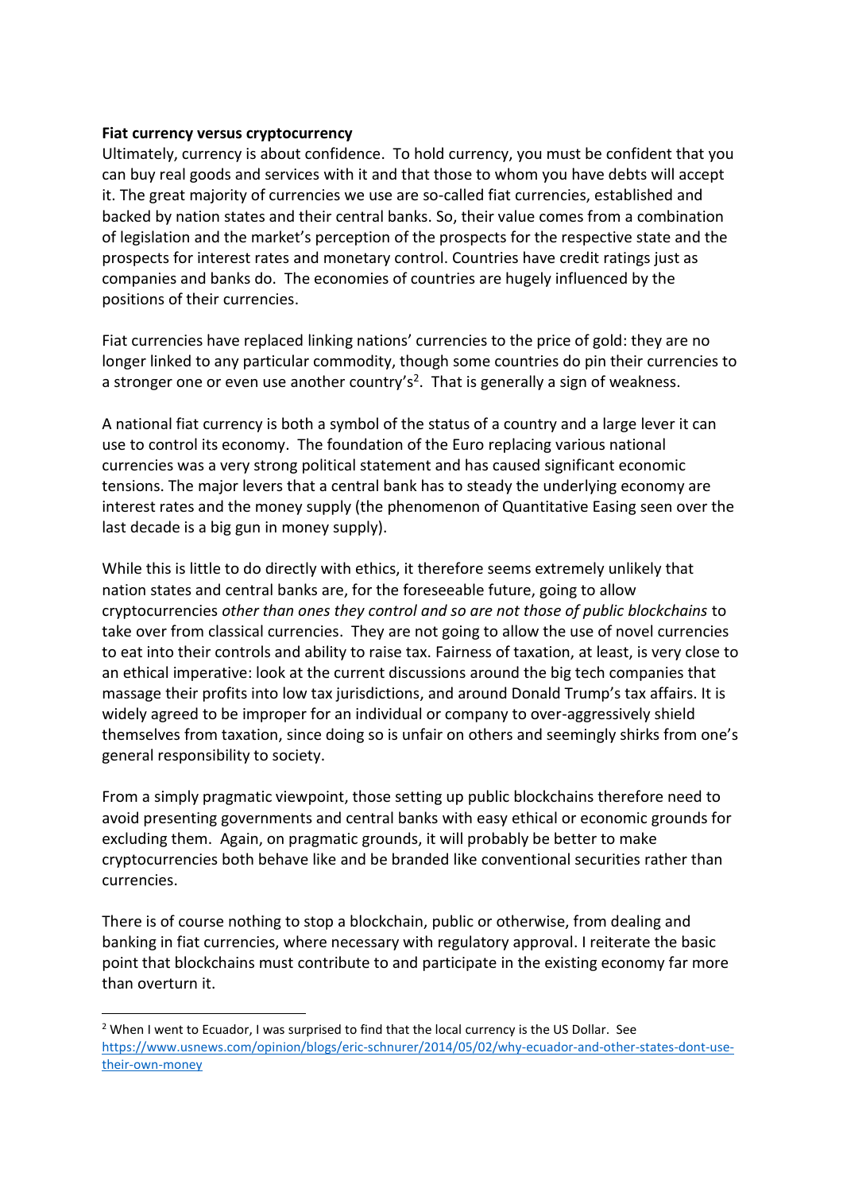**Fiat currency versus cryptocurrency**

Ultimately, currency is about confidence. To hold currency, you must be confident that you can buy real goods and services with it and that those to whom you have debts will accept it. The great majority of currencies we use are so-called fiat currencies, established and backed by nation states and their central banks. So, their value comes from a combination of legislation and the market's perception of the prospects for the respective state and the prospects for interest rates and monetary control. Countries have credit ratings just as companies and banks do. The economies of countries are hugely influenced by the positions of their currencies.

Fiat currencies have replaced linking nations' currencies to the price of gold: they are no longer linked to any particular commodity, though some countries do pin their currencies to a stronger one or even use another country's[2]. That is generally a sign of weakness.

A national fiat currency is both a symbol of the status of a country and a large lever it can use to control its economy. The foundation of the Euro replacing various national currencies was a very strong political statement and has caused significant economic tensions. The major levers that a central bank has to steady the underlying economy are interest rates and the money supply (the phenomenon of Quantitative Easing seen over the last decade is a big gun in money supply).

While this is little to do directly with ethics, it therefore seems extremely unlikely that nation states and central banks are, for the foreseeable future, going to allow cryptocurrencies *other than ones they control and so are not those of public blockchains* to take over from classical currencies. They are not going to allow the use of novel currencies to eat into their controls and ability to raise tax. Fairness of taxation, at least, is very close to an ethical imperative: look at the current discussions around the big tech companies that massage their profits into low tax jurisdictions, and around Donald Trump's tax affairs. It is widely agreed to be improper for an individual or company to over-aggressively shield themselves from taxation, since doing so is unfair on others and seemingly shirks from one's general responsibility to society.

From a simply pragmatic viewpoint, those setting up public blockchains therefore need to avoid presenting governments and central banks with easy ethical or economic grounds for excluding them. Again, on pragmatic grounds, it will probably be better to make cryptocurrencies both behave like and be branded like conventional securities rather than currencies.

There is of course nothing to stop a blockchain, public or otherwise, from dealing and banking in fiat currencies, where necessary with regulatory approval. I reiterate the basic point that blockchains must contribute to and participate in the existing economy far more than overturn it.

---

[2] When I went to Ecuador, I was surprised to find that the local currency is the US Dollar. See https://www.usnews.com/opinion/blogs/eric-schnurer/2014/05/02/why-ecuador-and-other-states-dont-use-their-own-money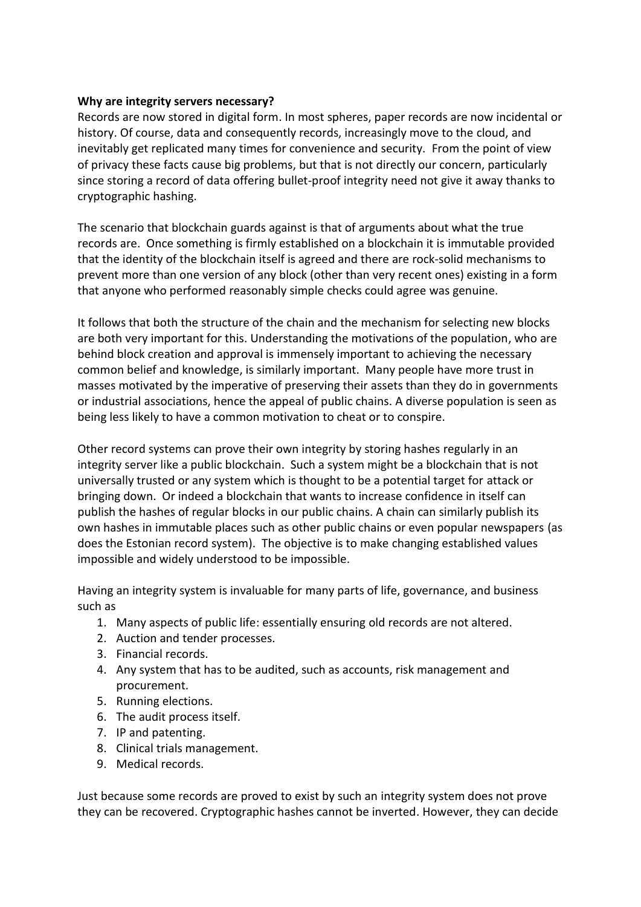**Why are integrity servers necessary?**

Records are now stored in digital form. In most spheres, paper records are now incidental or history. Of course, data and consequently records, increasingly move to the cloud, and inevitably get replicated many times for convenience and security. From the point of view of privacy these facts cause big problems, but that is not directly our concern, particularly since storing a record of data offering bullet-proof integrity need not give it away thanks to cryptographic hashing.

The scenario that blockchain guards against is that of arguments about what the true records are. Once something is firmly established on a blockchain it is immutable provided that the identity of the blockchain itself is agreed and there are rock-solid mechanisms to prevent more than one version of any block (other than very recent ones) existing in a form that anyone who performed reasonably simple checks could agree was genuine.

It follows that both the structure of the chain and the mechanism for selecting new blocks are both very important for this. Understanding the motivations of the population, who are behind block creation and approval is immensely important to achieving the necessary common belief and knowledge, is similarly important. Many people have more trust in masses motivated by the imperative of preserving their assets than they do in governments or industrial associations, hence the appeal of public chains. A diverse population is seen as being less likely to have a common motivation to cheat or to conspire.

Other record systems can prove their own integrity by storing hashes regularly in an integrity server like a public blockchain. Such a system might be a blockchain that is not universally trusted or any system which is thought to be a potential target for attack or bringing down. Or indeed a blockchain that wants to increase confidence in itself can publish the hashes of regular blocks in our public chains. A chain can similarly publish its own hashes in immutable places such as other public chains or even popular newspapers (as does the Estonian record system). The objective is to make changing established values impossible and widely understood to be impossible.

Having an integrity system is invaluable for many parts of life, governance, and business such as

1. Many aspects of public life: essentially ensuring old records are not altered.
2. Auction and tender processes.
3. Financial records.
4. Any system that has to be audited, such as accounts, risk management and procurement.
5. Running elections.
6. The audit process itself.
7. IP and patenting.
8. Clinical trials management.
9. Medical records.

Just because some records are proved to exist by such an integrity system does not prove they can be recovered. Cryptographic hashes cannot be inverted. However, they can decide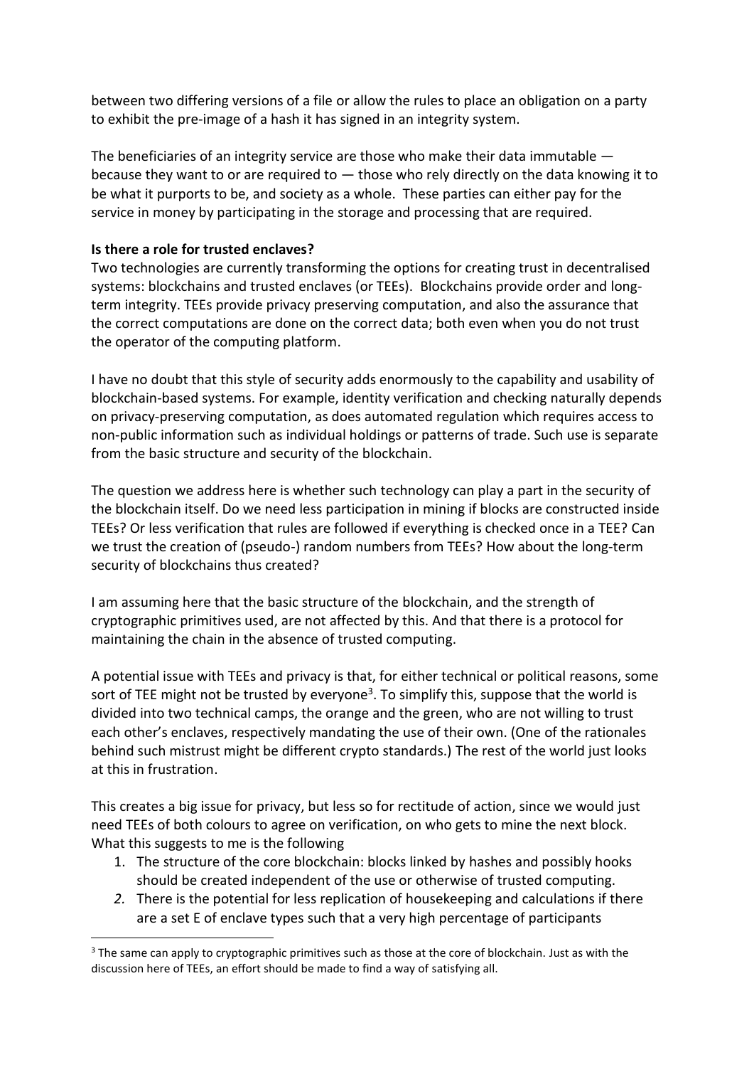between two differing versions of a file or allow the rules to place an obligation on a party to exhibit the pre-image of a hash it has signed in an integrity system.

The beneficiaries of an integrity service are those who make their data immutable — because they want to or are required to — those who rely directly on the data knowing it to be what it purports to be, and society as a whole. These parties can either pay for the service in money by participating in the storage and processing that are required.

**Is there a role for trusted enclaves?**

Two technologies are currently transforming the options for creating trust in decentralised systems: blockchains and trusted enclaves (or TEEs). Blockchains provide order and long-term integrity. TEEs provide privacy preserving computation, and also the assurance that the correct computations are done on the correct data; both even when you do not trust the operator of the computing platform.

I have no doubt that this style of security adds enormously to the capability and usability of blockchain-based systems. For example, identity verification and checking naturally depends on privacy-preserving computation, as does automated regulation which requires access to non-public information such as individual holdings or patterns of trade. Such use is separate from the basic structure and security of the blockchain.

The question we address here is whether such technology can play a part in the security of the blockchain itself. Do we need less participation in mining if blocks are constructed inside TEEs? Or less verification that rules are followed if everything is checked once in a TEE? Can we trust the creation of (pseudo-) random numbers from TEEs? How about the long-term security of blockchains thus created?

I am assuming here that the basic structure of the blockchain, and the strength of cryptographic primitives used, are not affected by this. And that there is a protocol for maintaining the chain in the absence of trusted computing.

A potential issue with TEEs and privacy is that, for either technical or political reasons, some sort of TEE might not be trusted by everyone[3]. To simplify this, suppose that the world is divided into two technical camps, the orange and the green, who are not willing to trust each other's enclaves, respectively mandating the use of their own. (One of the rationales behind such mistrust might be different crypto standards.) The rest of the world just looks at this in frustration.

This creates a big issue for privacy, but less so for rectitude of action, since we would just need TEEs of both colours to agree on verification, on who gets to mine the next block. What this suggests to me is the following

1. The structure of the core blockchain: blocks linked by hashes and possibly hooks should be created independent of the use or otherwise of trusted computing.
2. There is the potential for less replication of housekeeping and calculations if there are a set E of enclave types such that a very high percentage of participants

[3] The same can apply to cryptographic primitives such as those at the core of blockchain. Just as with the discussion here of TEEs, an effort should be made to find a way of satisfying all.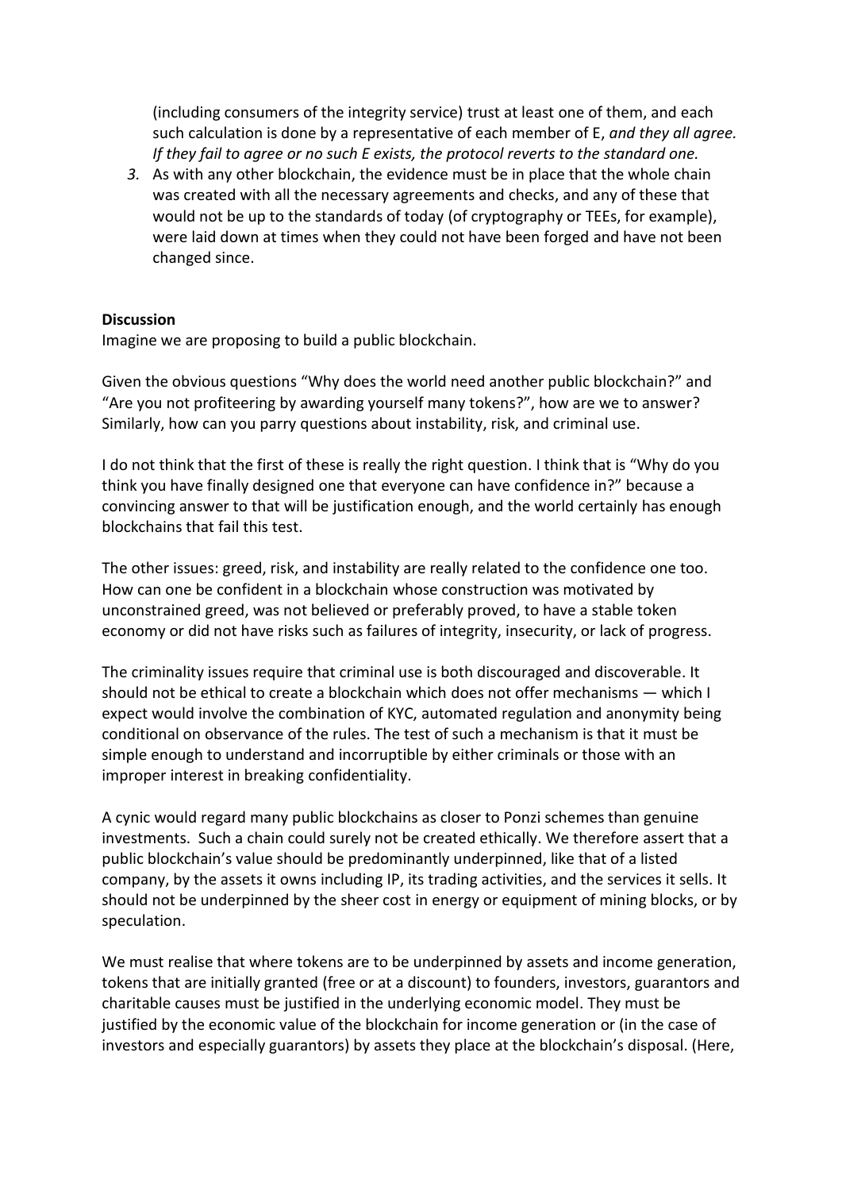(including consumers of the integrity service) trust at least one of them, and each such calculation is done by a representative of each member of E, *and they all agree. If they fail to agree or no such E exists, the protocol reverts to the standard one.*

3. As with any other blockchain, the evidence must be in place that the whole chain was created with all the necessary agreements and checks, and any of these that would not be up to the standards of today (of cryptography or TEEs, for example), were laid down at times when they could not have been forged and have not been changed since.

**Discussion**

Imagine we are proposing to build a public blockchain.

Given the obvious questions "Why does the world need another public blockchain?" and "Are you not profiteering by awarding yourself many tokens?", how are we to answer? Similarly, how can you parry questions about instability, risk, and criminal use.

I do not think that the first of these is really the right question. I think that is "Why do you think you have finally designed one that everyone can have confidence in?" because a convincing answer to that will be justification enough, and the world certainly has enough blockchains that fail this test.

The other issues: greed, risk, and instability are really related to the confidence one too. How can one be confident in a blockchain whose construction was motivated by unconstrained greed, was not believed or preferably proved, to have a stable token economy or did not have risks such as failures of integrity, insecurity, or lack of progress.

The criminality issues require that criminal use is both discouraged and discoverable. It should not be ethical to create a blockchain which does not offer mechanisms — which I expect would involve the combination of KYC, automated regulation and anonymity being conditional on observance of the rules. The test of such a mechanism is that it must be simple enough to understand and incorruptible by either criminals or those with an improper interest in breaking confidentiality.

A cynic would regard many public blockchains as closer to Ponzi schemes than genuine investments. Such a chain could surely not be created ethically. We therefore assert that a public blockchain's value should be predominantly underpinned, like that of a listed company, by the assets it owns including IP, its trading activities, and the services it sells. It should not be underpinned by the sheer cost in energy or equipment of mining blocks, or by speculation.

We must realise that where tokens are to be underpinned by assets and income generation, tokens that are initially granted (free or at a discount) to founders, investors, guarantors and charitable causes must be justified in the underlying economic model. They must be justified by the economic value of the blockchain for income generation or (in the case of investors and especially guarantors) by assets they place at the blockchain's disposal. (Here,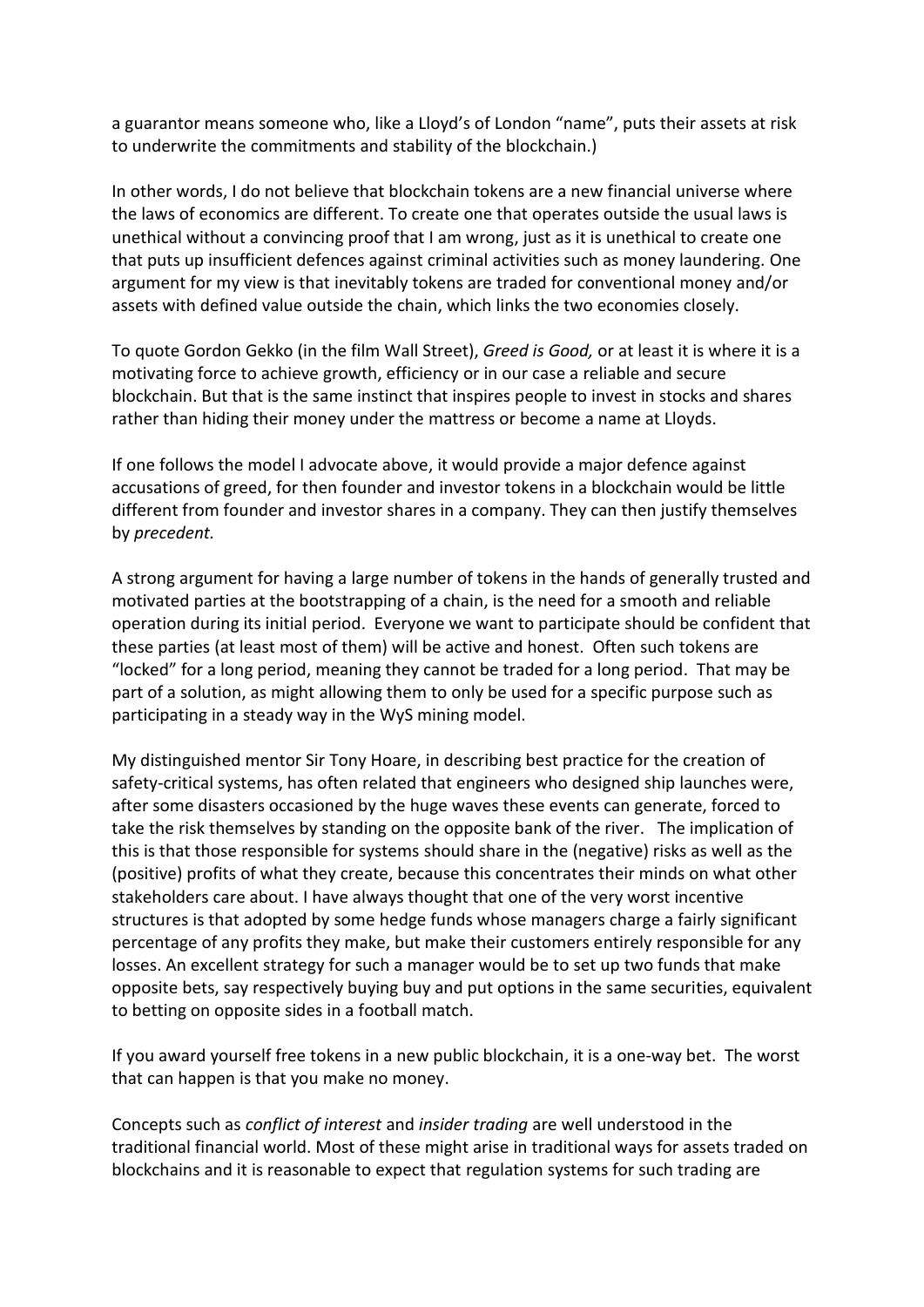a guarantor means someone who, like a Lloyd's of London "name", puts their assets at risk to underwrite the commitments and stability of the blockchain.)

In other words, I do not believe that blockchain tokens are a new financial universe where the laws of economics are different. To create one that operates outside the usual laws is unethical without a convincing proof that I am wrong, just as it is unethical to create one that puts up insufficient defences against criminal activities such as money laundering. One argument for my view is that inevitably tokens are traded for conventional money and/or assets with defined value outside the chain, which links the two economies closely.

To quote Gordon Gekko (in the film Wall Street), *Greed is Good,* or at least it is where it is a motivating force to achieve growth, efficiency or in our case a reliable and secure blockchain. But that is the same instinct that inspires people to invest in stocks and shares rather than hiding their money under the mattress or become a name at Lloyds.

If one follows the model I advocate above, it would provide a major defence against accusations of greed, for then founder and investor tokens in a blockchain would be little different from founder and investor shares in a company. They can then justify themselves by *precedent.*

A strong argument for having a large number of tokens in the hands of generally trusted and motivated parties at the bootstrapping of a chain, is the need for a smooth and reliable operation during its initial period. Everyone we want to participate should be confident that these parties (at least most of them) will be active and honest. Often such tokens are "locked" for a long period, meaning they cannot be traded for a long period. That may be part of a solution, as might allowing them to only be used for a specific purpose such as participating in a steady way in the WyS mining model.

My distinguished mentor Sir Tony Hoare, in describing best practice for the creation of safety-critical systems, has often related that engineers who designed ship launches were, after some disasters occasioned by the huge waves these events can generate, forced to take the risk themselves by standing on the opposite bank of the river. The implication of this is that those responsible for systems should share in the (negative) risks as well as the (positive) profits of what they create, because this concentrates their minds on what other stakeholders care about. I have always thought that one of the very worst incentive structures is that adopted by some hedge funds whose managers charge a fairly significant percentage of any profits they make, but make their customers entirely responsible for any losses. An excellent strategy for such a manager would be to set up two funds that make opposite bets, say respectively buying buy and put options in the same securities, equivalent to betting on opposite sides in a football match.

If you award yourself free tokens in a new public blockchain, it is a one-way bet. The worst that can happen is that you make no money.

Concepts such as *conflict of interest* and *insider trading* are well understood in the traditional financial world. Most of these might arise in traditional ways for assets traded on blockchains and it is reasonable to expect that regulation systems for such trading are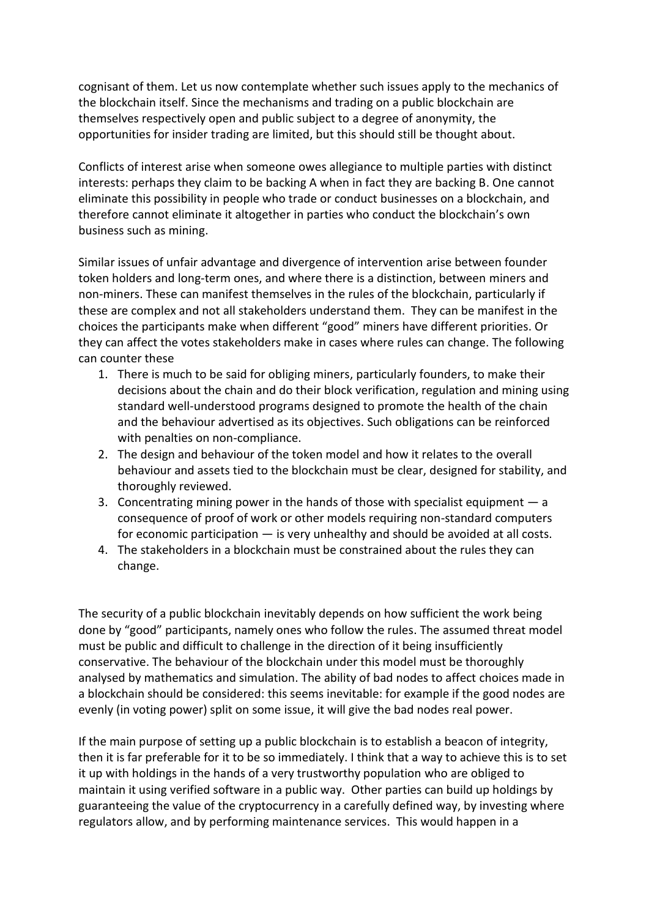cognisant of them. Let us now contemplate whether such issues apply to the mechanics of the blockchain itself. Since the mechanisms and trading on a public blockchain are themselves respectively open and public subject to a degree of anonymity, the opportunities for insider trading are limited, but this should still be thought about.

Conflicts of interest arise when someone owes allegiance to multiple parties with distinct interests: perhaps they claim to be backing A when in fact they are backing B. One cannot eliminate this possibility in people who trade or conduct businesses on a blockchain, and therefore cannot eliminate it altogether in parties who conduct the blockchain's own business such as mining.

Similar issues of unfair advantage and divergence of intervention arise between founder token holders and long-term ones, and where there is a distinction, between miners and non-miners. These can manifest themselves in the rules of the blockchain, particularly if these are complex and not all stakeholders understand them. They can be manifest in the choices the participants make when different "good" miners have different priorities. Or they can affect the votes stakeholders make in cases where rules can change. The following can counter these

1. There is much to be said for obliging miners, particularly founders, to make their decisions about the chain and do their block verification, regulation and mining using standard well-understood programs designed to promote the health of the chain and the behaviour advertised as its objectives. Such obligations can be reinforced with penalties on non-compliance.
2. The design and behaviour of the token model and how it relates to the overall behaviour and assets tied to the blockchain must be clear, designed for stability, and thoroughly reviewed.
3. Concentrating mining power in the hands of those with specialist equipment — a consequence of proof of work or other models requiring non-standard computers for economic participation — is very unhealthy and should be avoided at all costs.
4. The stakeholders in a blockchain must be constrained about the rules they can change.

The security of a public blockchain inevitably depends on how sufficient the work being done by "good" participants, namely ones who follow the rules. The assumed threat model must be public and difficult to challenge in the direction of it being insufficiently conservative. The behaviour of the blockchain under this model must be thoroughly analysed by mathematics and simulation. The ability of bad nodes to affect choices made in a blockchain should be considered: this seems inevitable: for example if the good nodes are evenly (in voting power) split on some issue, it will give the bad nodes real power.

If the main purpose of setting up a public blockchain is to establish a beacon of integrity, then it is far preferable for it to be so immediately. I think that a way to achieve this is to set it up with holdings in the hands of a very trustworthy population who are obliged to maintain it using verified software in a public way. Other parties can build up holdings by guaranteeing the value of the cryptocurrency in a carefully defined way, by investing where regulators allow, and by performing maintenance services. This would happen in a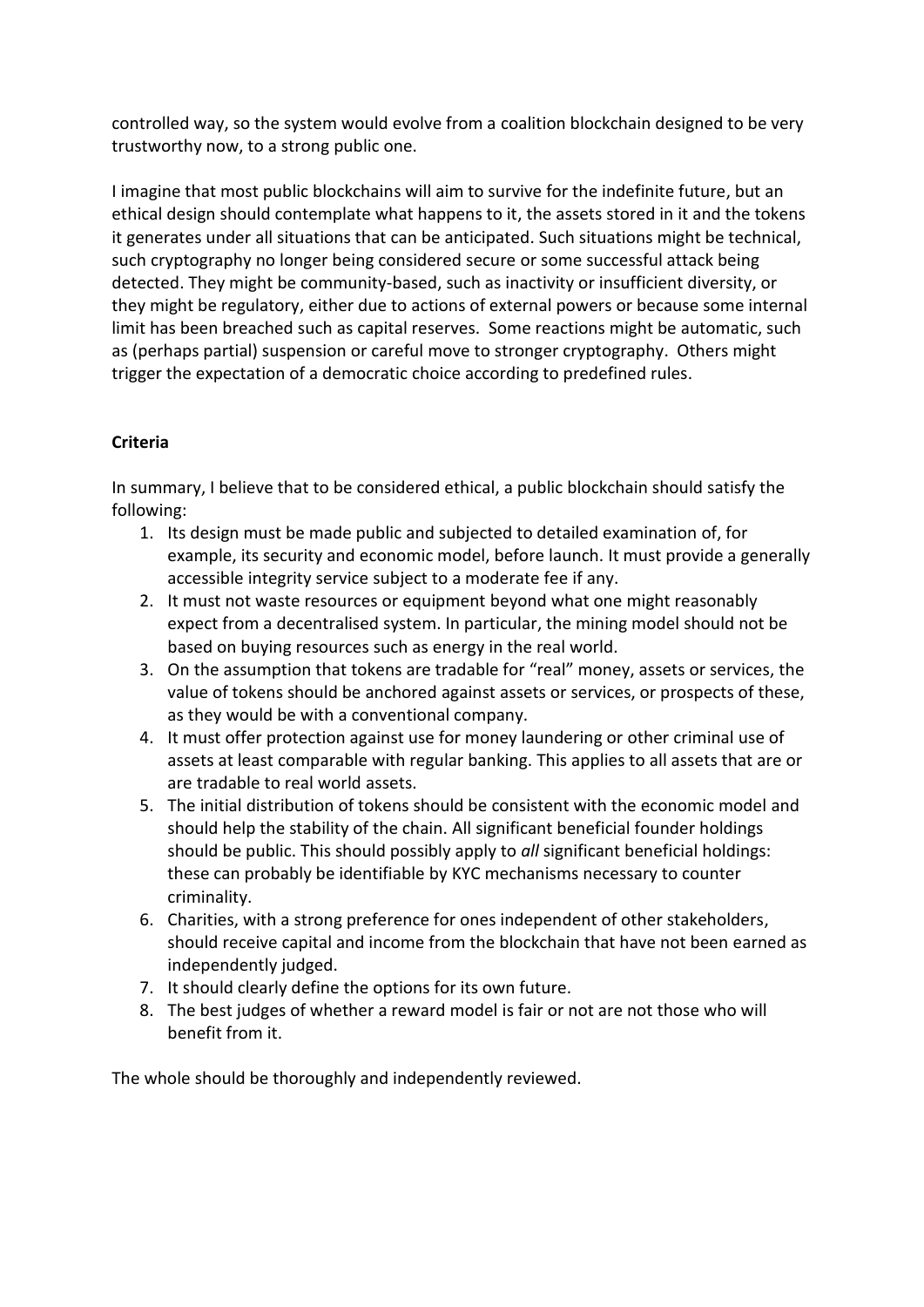controlled way, so the system would evolve from a coalition blockchain designed to be very trustworthy now, to a strong public one.

I imagine that most public blockchains will aim to survive for the indefinite future, but an ethical design should contemplate what happens to it, the assets stored in it and the tokens it generates under all situations that can be anticipated. Such situations might be technical, such cryptography no longer being considered secure or some successful attack being detected. They might be community-based, such as inactivity or insufficient diversity, or they might be regulatory, either due to actions of external powers or because some internal limit has been breached such as capital reserves. Some reactions might be automatic, such as (perhaps partial) suspension or careful move to stronger cryptography. Others might trigger the expectation of a democratic choice according to predefined rules.

**Criteria**

In summary, I believe that to be considered ethical, a public blockchain should satisfy the following:

1. Its design must be made public and subjected to detailed examination of, for example, its security and economic model, before launch. It must provide a generally accessible integrity service subject to a moderate fee if any.
2. It must not waste resources or equipment beyond what one might reasonably expect from a decentralised system. In particular, the mining model should not be based on buying resources such as energy in the real world.
3. On the assumption that tokens are tradable for "real" money, assets or services, the value of tokens should be anchored against assets or services, or prospects of these, as they would be with a conventional company.
4. It must offer protection against use for money laundering or other criminal use of assets at least comparable with regular banking. This applies to all assets that are or are tradable to real world assets.
5. The initial distribution of tokens should be consistent with the economic model and should help the stability of the chain. All significant beneficial founder holdings should be public. This should possibly apply to *all* significant beneficial holdings: these can probably be identifiable by KYC mechanisms necessary to counter criminality.
6. Charities, with a strong preference for ones independent of other stakeholders, should receive capital and income from the blockchain that have not been earned as independently judged.
7. It should clearly define the options for its own future.
8. The best judges of whether a reward model is fair or not are not those who will benefit from it.

The whole should be thoroughly and independently reviewed.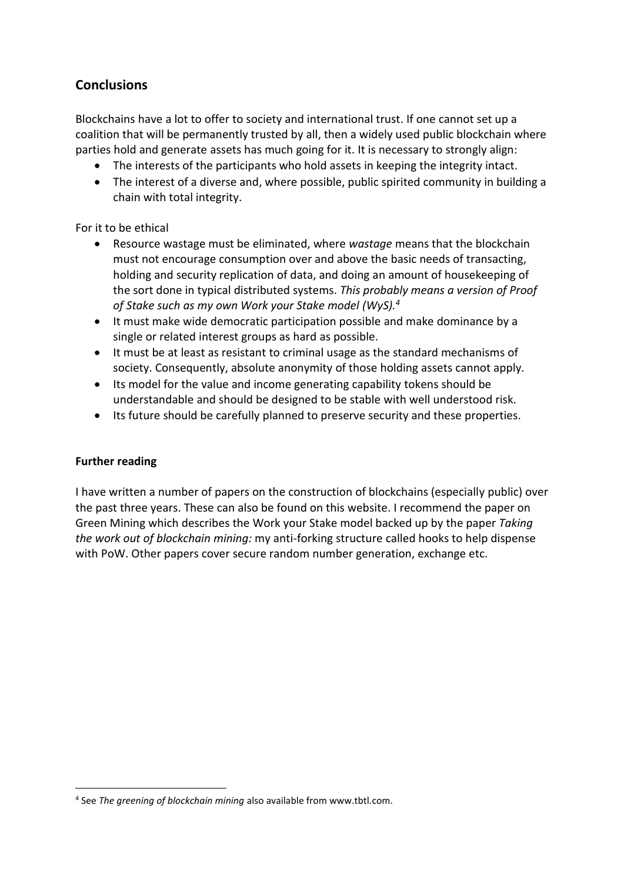## Conclusions

Blockchains have a lot to offer to society and international trust. If one cannot set up a coalition that will be permanently trusted by all, then a widely used public blockchain where parties hold and generate assets has much going for it. It is necessary to strongly align:

- The interests of the participants who hold assets in keeping the integrity intact.
- The interest of a diverse and, where possible, public spirited community in building a chain with total integrity.

For it to be ethical

- Resource wastage must be eliminated, where *wastage* means that the blockchain must not encourage consumption over and above the basic needs of transacting, holding and security replication of data, and doing an amount of housekeeping of the sort done in typical distributed systems. *This probably means a version of Proof of Stake such as my own Work your Stake model (WyS).*[4]
- It must make wide democratic participation possible and make dominance by a single or related interest groups as hard as possible.
- It must be at least as resistant to criminal usage as the standard mechanisms of society. Consequently, absolute anonymity of those holding assets cannot apply.
- Its model for the value and income generating capability tokens should be understandable and should be designed to be stable with well understood risk.
- Its future should be carefully planned to preserve security and these properties.

**Further reading**

I have written a number of papers on the construction of blockchains (especially public) over the past three years. These can also be found on this website. I recommend the paper on Green Mining which describes the Work your Stake model backed up by the paper *Taking the work out of blockchain mining:* my anti-forking structure called hooks to help dispense with PoW. Other papers cover secure random number generation, exchange etc.

---

[4] See *The greening of blockchain mining* also available from www.tbtl.com.